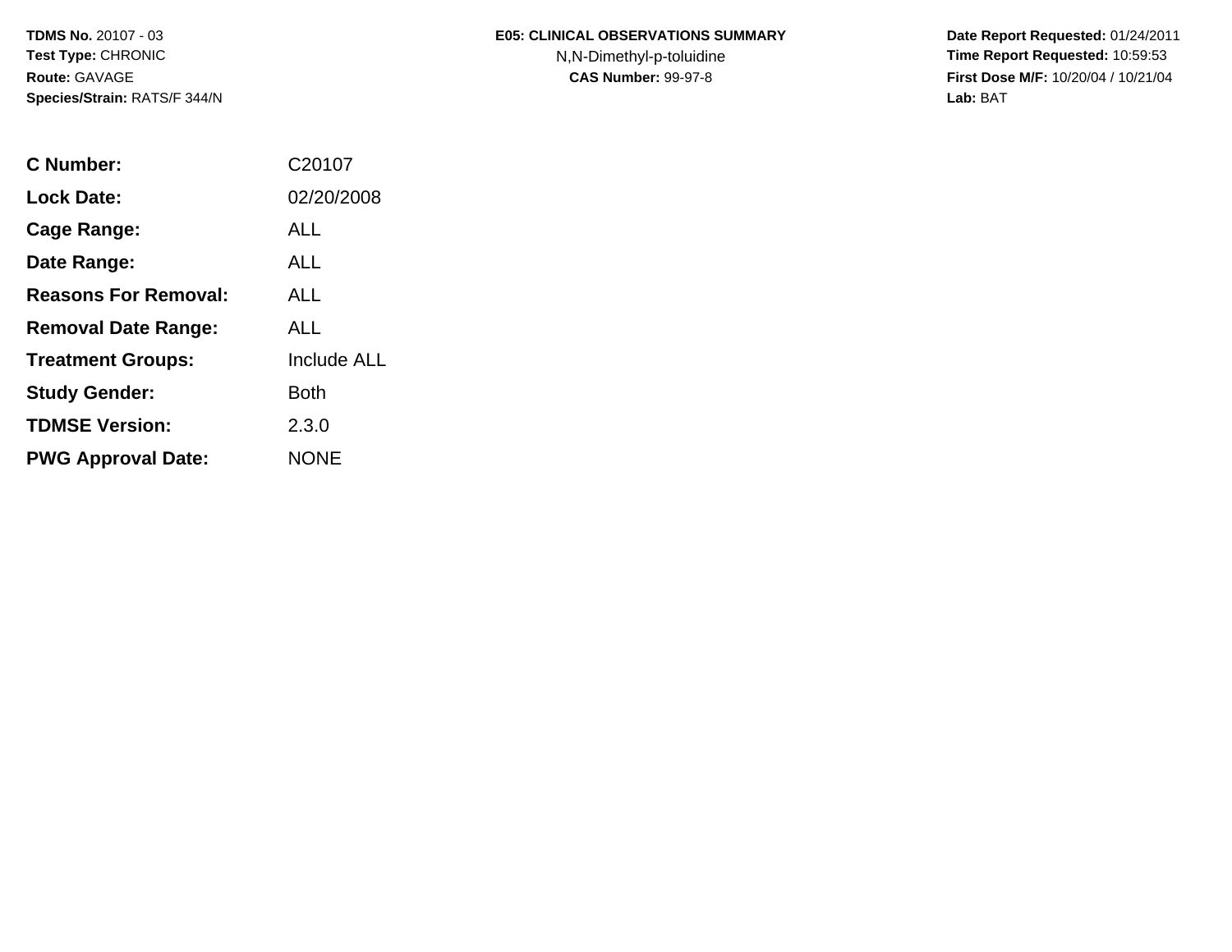**TDMS No.** 20107 - 03
**Test Type:** CHRONIC
**Route:** GAVAGE
**Species/Strain:** RATS/F 344/N

**E05: CLINICAL OBSERVATIONS SUMMARY**
N,N-Dimethyl-p-toluidine
**CAS Number:** 99-97-8

**Date Report Requested:** 01/24/2011
**Time Report Requested:** 10:59:53
**First Dose M/F:** 10/20/04 / 10/21/04
**Lab:** BAT

| | |
|---|---|
| **C Number:** | C20107 |
| **Lock Date:** | 02/20/2008 |
| **Cage Range:** | ALL |
| **Date Range:** | ALL |
| **Reasons For Removal:** | ALL |
| **Removal Date Range:** | ALL |
| **Treatment Groups:** | Include ALL |
| **Study Gender:** | Both |
| **TDMSE Version:** | 2.3.0 |
| **PWG Approval Date:** | NONE |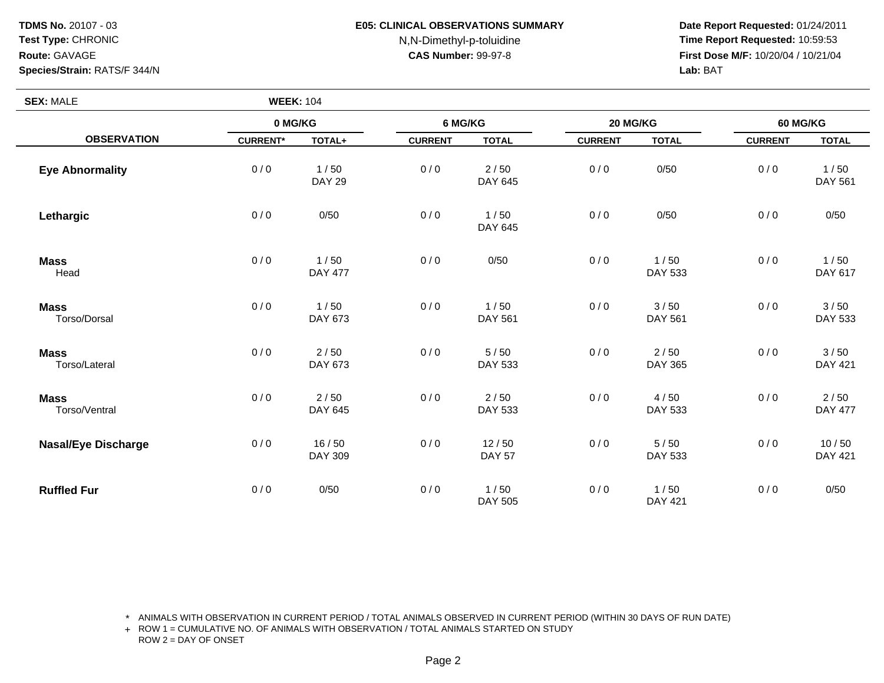**TDMS No.** 20107 - 03
**Test Type:** CHRONIC
**Route:** GAVAGE
**Species/Strain:** RATS/F 344/N

**E05: CLINICAL OBSERVATIONS SUMMARY**
N,N-Dimethyl-p-toluidine
**CAS Number:** 99-97-8

**Date Report Requested:** 01/24/2011
**Time Report Requested:** 10:59:53
**First Dose M/F:** 10/20/04 / 10/21/04
**Lab:** BAT

**SEX:** MALE **WEEK:** 104

| OBSERVATION | 0 MG/KG | | 6 MG/KG | | 20 MG/KG | | 60 MG/KG | |
|---|---|---|---|---|---|---|---|---|
| | CURRENT* | TOTAL+ | CURRENT | TOTAL | CURRENT | TOTAL | CURRENT | TOTAL |
| **Eye Abnormality** | 0 / 0 | 1 / 50<br>DAY 29 | 0 / 0 | 2 / 50<br>DAY 645 | 0 / 0 | 0/50 | 0 / 0 | 1 / 50<br>DAY 561 |
| **Lethargic** | 0 / 0 | 0/50 | 0 / 0 | 1 / 50<br>DAY 645 | 0 / 0 | 0/50 | 0 / 0 | 0/50 |
| **Mass**<br>Head | 0 / 0 | 1 / 50<br>DAY 477 | 0 / 0 | 0/50 | 0 / 0 | 1 / 50<br>DAY 533 | 0 / 0 | 1 / 50<br>DAY 617 |
| **Mass**<br>Torso/Dorsal | 0 / 0 | 1 / 50<br>DAY 673 | 0 / 0 | 1 / 50<br>DAY 561 | 0 / 0 | 3 / 50<br>DAY 561 | 0 / 0 | 3 / 50<br>DAY 533 |
| **Mass**<br>Torso/Lateral | 0 / 0 | 2 / 50<br>DAY 673 | 0 / 0 | 5 / 50<br>DAY 533 | 0 / 0 | 2 / 50<br>DAY 365 | 0 / 0 | 3 / 50<br>DAY 421 |
| **Mass**<br>Torso/Ventral | 0 / 0 | 2 / 50<br>DAY 645 | 0 / 0 | 2 / 50<br>DAY 533 | 0 / 0 | 4 / 50<br>DAY 533 | 0 / 0 | 2 / 50<br>DAY 477 |
| **Nasal/Eye Discharge** | 0 / 0 | 16 / 50<br>DAY 309 | 0 / 0 | 12 / 50<br>DAY 57 | 0 / 0 | 5 / 50<br>DAY 533 | 0 / 0 | 10 / 50<br>DAY 421 |
| **Ruffled Fur** | 0 / 0 | 0/50 | 0 / 0 | 1 / 50<br>DAY 505 | 0 / 0 | 1 / 50<br>DAY 421 | 0 / 0 | 0/50 |

\* ANIMALS WITH OBSERVATION IN CURRENT PERIOD / TOTAL ANIMALS OBSERVED IN CURRENT PERIOD (WITHIN 30 DAYS OF RUN DATE)
+ ROW 1 = CUMULATIVE NO. OF ANIMALS WITH OBSERVATION / TOTAL ANIMALS STARTED ON STUDY
ROW 2 = DAY OF ONSET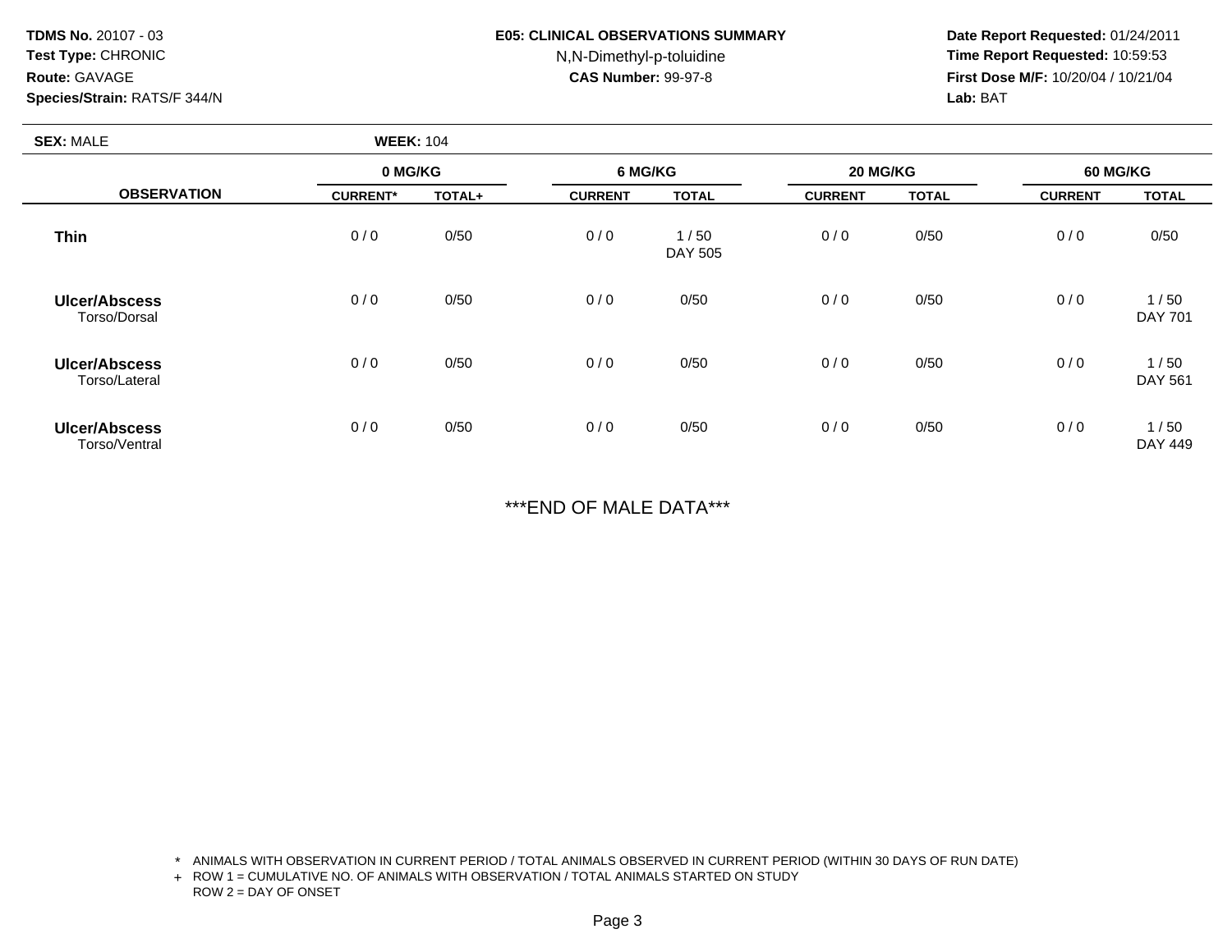**TDMS No.** 20107 - 03
**Test Type:** CHRONIC
**Route:** GAVAGE
**Species/Strain:** RATS/F 344/N

**E05: CLINICAL OBSERVATIONS SUMMARY**
N,N-Dimethyl-p-toluidine
**CAS Number:** 99-97-8

**Date Report Requested:** 01/24/2011
**Time Report Requested:** 10:59:53
**First Dose M/F:** 10/20/04 / 10/21/04
**Lab:** BAT

**SEX:** MALE **WEEK:** 104

| OBSERVATION | 0 MG/KG | | 6 MG/KG | | 20 MG/KG | | 60 MG/KG | |
|---|---|---|---|---|---|---|---|---|
| | CURRENT* | TOTAL+ | CURRENT | TOTAL | CURRENT | TOTAL | CURRENT | TOTAL |
| **Thin** | 0 / 0 | 0/50 | 0 / 0 | 1 / 50<br>DAY 505 | 0 / 0 | 0/50 | 0 / 0 | 0/50 |
| **Ulcer/Abscess**<br>Torso/Dorsal | 0 / 0 | 0/50 | 0 / 0 | 0/50 | 0 / 0 | 0/50 | 0 / 0 | 1 / 50<br>DAY 701 |
| **Ulcer/Abscess**<br>Torso/Lateral | 0 / 0 | 0/50 | 0 / 0 | 0/50 | 0 / 0 | 0/50 | 0 / 0 | 1 / 50<br>DAY 561 |
| **Ulcer/Abscess**<br>Torso/Ventral | 0 / 0 | 0/50 | 0 / 0 | 0/50 | 0 / 0 | 0/50 | 0 / 0 | 1 / 50<br>DAY 449 |

***END OF MALE DATA***

\* ANIMALS WITH OBSERVATION IN CURRENT PERIOD / TOTAL ANIMALS OBSERVED IN CURRENT PERIOD (WITHIN 30 DAYS OF RUN DATE)
\+ ROW 1 = CUMULATIVE NO. OF ANIMALS WITH OBSERVATION / TOTAL ANIMALS STARTED ON STUDY
ROW 2 = DAY OF ONSET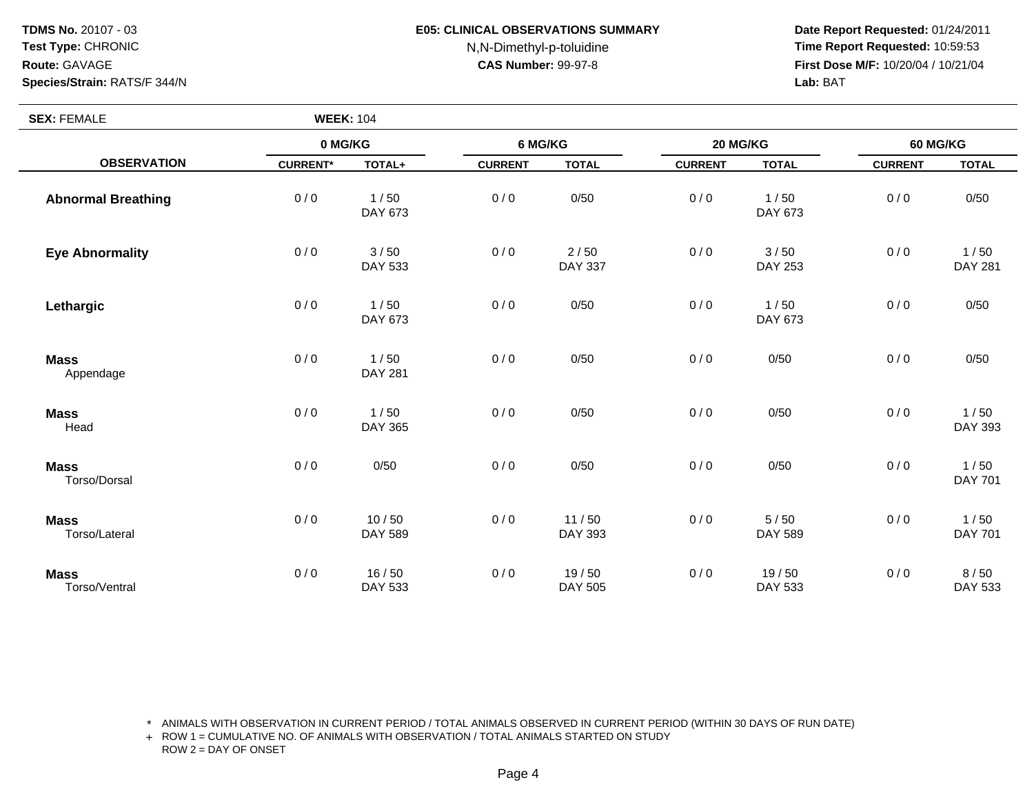**TDMS No.** 20107 - 03
**Test Type:** CHRONIC
**Route:** GAVAGE
**Species/Strain:** RATS/F 344/N

**E05: CLINICAL OBSERVATIONS SUMMARY**
N,N-Dimethyl-p-toluidine
**CAS Number:** 99-97-8

**Date Report Requested:** 01/24/2011
**Time Report Requested:** 10:59:53
**First Dose M/F:** 10/20/04 / 10/21/04
**Lab:** BAT

**SEX:** FEMALE **WEEK:** 104

| OBSERVATION | 0 MG/KG | | 6 MG/KG | | 20 MG/KG | | 60 MG/KG | |
|---|---|---|---|---|---|---|---|---|
| | CURRENT* | TOTAL+ | CURRENT | TOTAL | CURRENT | TOTAL | CURRENT | TOTAL |
| **Abnormal Breathing** | 0 / 0 | 1 / 50<br>DAY 673 | 0 / 0 | 0/50 | 0 / 0 | 1 / 50<br>DAY 673 | 0 / 0 | 0/50 |
| **Eye Abnormality** | 0 / 0 | 3 / 50<br>DAY 533 | 0 / 0 | 2 / 50<br>DAY 337 | 0 / 0 | 3 / 50<br>DAY 253 | 0 / 0 | 1 / 50<br>DAY 281 |
| **Lethargic** | 0 / 0 | 1 / 50<br>DAY 673 | 0 / 0 | 0/50 | 0 / 0 | 1 / 50<br>DAY 673 | 0 / 0 | 0/50 |
| **Mass**<br>Appendage | 0 / 0 | 1 / 50<br>DAY 281 | 0 / 0 | 0/50 | 0 / 0 | 0/50 | 0 / 0 | 0/50 |
| **Mass**<br>Head | 0 / 0 | 1 / 50<br>DAY 365 | 0 / 0 | 0/50 | 0 / 0 | 0/50 | 0 / 0 | 1 / 50<br>DAY 393 |
| **Mass**<br>Torso/Dorsal | 0 / 0 | 0/50 | 0 / 0 | 0/50 | 0 / 0 | 0/50 | 0 / 0 | 1 / 50<br>DAY 701 |
| **Mass**<br>Torso/Lateral | 0 / 0 | 10 / 50<br>DAY 589 | 0 / 0 | 11 / 50<br>DAY 393 | 0 / 0 | 5 / 50<br>DAY 589 | 0 / 0 | 1 / 50<br>DAY 701 |
| **Mass**<br>Torso/Ventral | 0 / 0 | 16 / 50<br>DAY 533 | 0 / 0 | 19 / 50<br>DAY 505 | 0 / 0 | 19 / 50<br>DAY 533 | 0 / 0 | 8 / 50<br>DAY 533 |

\* ANIMALS WITH OBSERVATION IN CURRENT PERIOD / TOTAL ANIMALS OBSERVED IN CURRENT PERIOD (WITHIN 30 DAYS OF RUN DATE)
+ ROW 1 = CUMULATIVE NO. OF ANIMALS WITH OBSERVATION / TOTAL ANIMALS STARTED ON STUDY
ROW 2 = DAY OF ONSET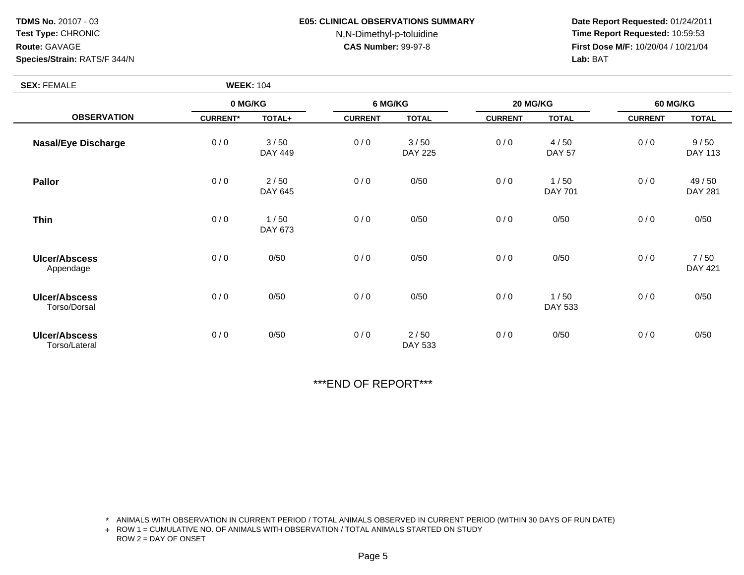**TDMS No.** 20107 - 03
**Test Type:** CHRONIC
**Route:** GAVAGE
**Species/Strain:** RATS/F 344/N

**E05: CLINICAL OBSERVATIONS SUMMARY**
N,N-Dimethyl-p-toluidine
**CAS Number:** 99-97-8

**Date Report Requested:** 01/24/2011
**Time Report Requested:** 10:59:53
**First Dose M/F:** 10/20/04 / 10/21/04
**Lab:** BAT

**SEX:** FEMALE **WEEK:** 104

| | 0 MG/KG | | 6 MG/KG | | 20 MG/KG | | 60 MG/KG | |
|---|---|---|---|---|---|---|---|---|
| **OBSERVATION** | **CURRENT*** | **TOTAL+** | **CURRENT** | **TOTAL** | **CURRENT** | **TOTAL** | **CURRENT** | **TOTAL** |
| **Nasal/Eye Discharge** | 0 / 0 | 3 / 50<br>DAY 449 | 0 / 0 | 3 / 50<br>DAY 225 | 0 / 0 | 4 / 50<br>DAY 57 | 0 / 0 | 9 / 50<br>DAY 113 |
| **Pallor** | 0 / 0 | 2 / 50<br>DAY 645 | 0 / 0 | 0/50 | 0 / 0 | 1 / 50<br>DAY 701 | 0 / 0 | 49 / 50<br>DAY 281 |
| **Thin** | 0 / 0 | 1 / 50<br>DAY 673 | 0 / 0 | 0/50 | 0 / 0 | 0/50 | 0 / 0 | 0/50 |
| **Ulcer/Abscess**<br>Appendage | 0 / 0 | 0/50 | 0 / 0 | 0/50 | 0 / 0 | 0/50 | 0 / 0 | 7 / 50<br>DAY 421 |
| **Ulcer/Abscess**<br>Torso/Dorsal | 0 / 0 | 0/50 | 0 / 0 | 0/50 | 0 / 0 | 1 / 50<br>DAY 533 | 0 / 0 | 0/50 |
| **Ulcer/Abscess**<br>Torso/Lateral | 0 / 0 | 0/50 | 0 / 0 | 2 / 50<br>DAY 533 | 0 / 0 | 0/50 | 0 / 0 | 0/50 |

***END OF REPORT***

\* ANIMALS WITH OBSERVATION IN CURRENT PERIOD / TOTAL ANIMALS OBSERVED IN CURRENT PERIOD (WITHIN 30 DAYS OF RUN DATE)
+ ROW 1 = CUMULATIVE NO. OF ANIMALS WITH OBSERVATION / TOTAL ANIMALS STARTED ON STUDY
ROW 2 = DAY OF ONSET